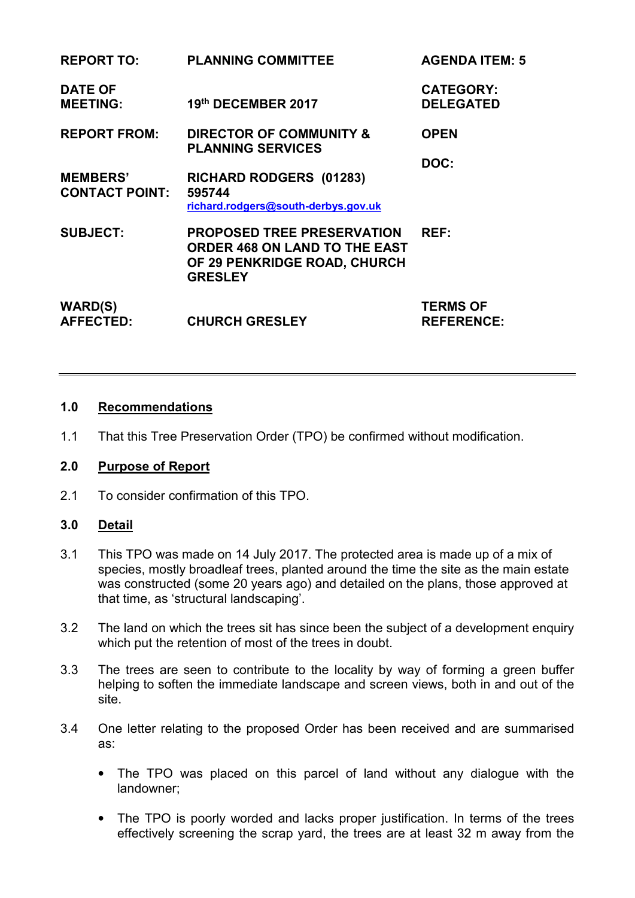| | | |
|---|---|---|
| **REPORT TO:** | **PLANNING COMMITTEE** | **AGENDA ITEM: 5** |
| **DATE OF MEETING:** | **19th DECEMBER 2017** | **CATEGORY: DELEGATED** |
| **REPORT FROM:** | **DIRECTOR OF COMMUNITY & PLANNING SERVICES** | **OPEN** |
| | | **DOC:** |
| **MEMBERS' CONTACT POINT:** | **RICHARD RODGERS (01283) 595744** richard.rodgers@south-derbys.gov.uk | |
| **SUBJECT:** | **PROPOSED TREE PRESERVATION ORDER 468 ON LAND TO THE EAST OF 29 PENKRIDGE ROAD, CHURCH GRESLEY** | **REF:** |
| **WARD(S) AFFECTED:** | **CHURCH GRESLEY** | **TERMS OF REFERENCE:** |

---

**1.0 Recommendations**

1.1 That this Tree Preservation Order (TPO) be confirmed without modification.

**2.0 Purpose of Report**

2.1 To consider confirmation of this TPO.

**3.0 Detail**

3.1 This TPO was made on 14 July 2017. The protected area is made up of a mix of species, mostly broadleaf trees, planted around the time the site as the main estate was constructed (some 20 years ago) and detailed on the plans, those approved at that time, as 'structural landscaping'.

3.2 The land on which the trees sit has since been the subject of a development enquiry which put the retention of most of the trees in doubt.

3.3 The trees are seen to contribute to the locality by way of forming a green buffer helping to soften the immediate landscape and screen views, both in and out of the site.

3.4 One letter relating to the proposed Order has been received and are summarised as:

- The TPO was placed on this parcel of land without any dialogue with the landowner;

- The TPO is poorly worded and lacks proper justification. In terms of the trees effectively screening the scrap yard, the trees are at least 32 m away from the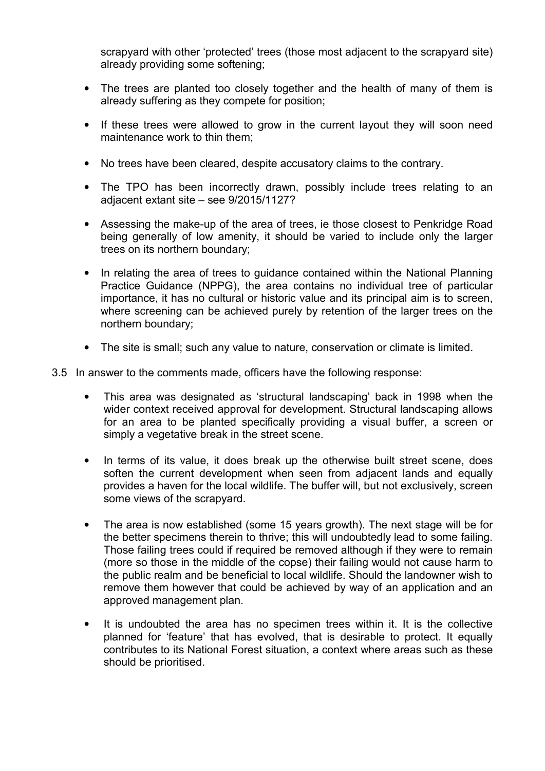scrapyard with other 'protected' trees (those most adjacent to the scrapyard site) already providing some softening;

- The trees are planted too closely together and the health of many of them is already suffering as they compete for position;
- If these trees were allowed to grow in the current layout they will soon need maintenance work to thin them;
- No trees have been cleared, despite accusatory claims to the contrary.
- The TPO has been incorrectly drawn, possibly include trees relating to an adjacent extant site – see 9/2015/1127?
- Assessing the make-up of the area of trees, ie those closest to Penkridge Road being generally of low amenity, it should be varied to include only the larger trees on its northern boundary;
- In relating the area of trees to guidance contained within the National Planning Practice Guidance (NPPG), the area contains no individual tree of particular importance, it has no cultural or historic value and its principal aim is to screen, where screening can be achieved purely by retention of the larger trees on the northern boundary;
- The site is small; such any value to nature, conservation or climate is limited.

3.5 In answer to the comments made, officers have the following response:

- This area was designated as 'structural landscaping' back in 1998 when the wider context received approval for development. Structural landscaping allows for an area to be planted specifically providing a visual buffer, a screen or simply a vegetative break in the street scene.
- In terms of its value, it does break up the otherwise built street scene, does soften the current development when seen from adjacent lands and equally provides a haven for the local wildlife. The buffer will, but not exclusively, screen some views of the scrapyard.
- The area is now established (some 15 years growth). The next stage will be for the better specimens therein to thrive; this will undoubtedly lead to some failing. Those failing trees could if required be removed although if they were to remain (more so those in the middle of the copse) their failing would not cause harm to the public realm and be beneficial to local wildlife. Should the landowner wish to remove them however that could be achieved by way of an application and an approved management plan.
- It is undoubted the area has no specimen trees within it. It is the collective planned for 'feature' that has evolved, that is desirable to protect. It equally contributes to its National Forest situation, a context where areas such as these should be prioritised.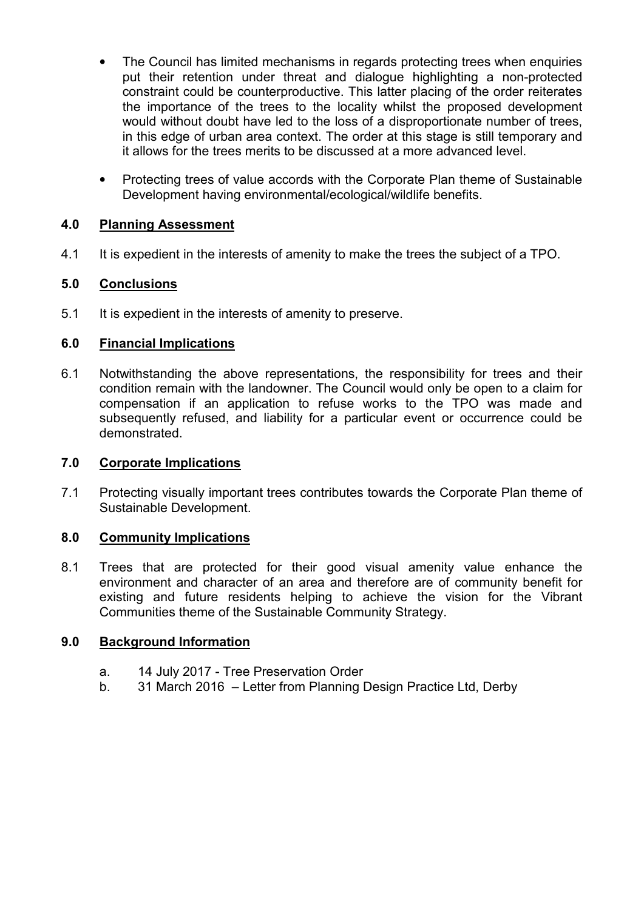- The Council has limited mechanisms in regards protecting trees when enquiries put their retention under threat and dialogue highlighting a non-protected constraint could be counterproductive. This latter placing of the order reiterates the importance of the trees to the locality whilst the proposed development would without doubt have led to the loss of a disproportionate number of trees, in this edge of urban area context. The order at this stage is still temporary and it allows for the trees merits to be discussed at a more advanced level.

- Protecting trees of value accords with the Corporate Plan theme of Sustainable Development having environmental/ecological/wildlife benefits.

## 4.0 Planning Assessment

4.1 It is expedient in the interests of amenity to make the trees the subject of a TPO.

## 5.0 Conclusions

5.1 It is expedient in the interests of amenity to preserve.

## 6.0 Financial Implications

6.1 Notwithstanding the above representations, the responsibility for trees and their condition remain with the landowner. The Council would only be open to a claim for compensation if an application to refuse works to the TPO was made and subsequently refused, and liability for a particular event or occurrence could be demonstrated.

## 7.0 Corporate Implications

7.1 Protecting visually important trees contributes towards the Corporate Plan theme of Sustainable Development.

## 8.0 Community Implications

8.1 Trees that are protected for their good visual amenity value enhance the environment and character of an area and therefore are of community benefit for existing and future residents helping to achieve the vision for the Vibrant Communities theme of the Sustainable Community Strategy.

## 9.0 Background Information

a. 14 July 2017 - Tree Preservation Order

b. 31 March 2016 – Letter from Planning Design Practice Ltd, Derby